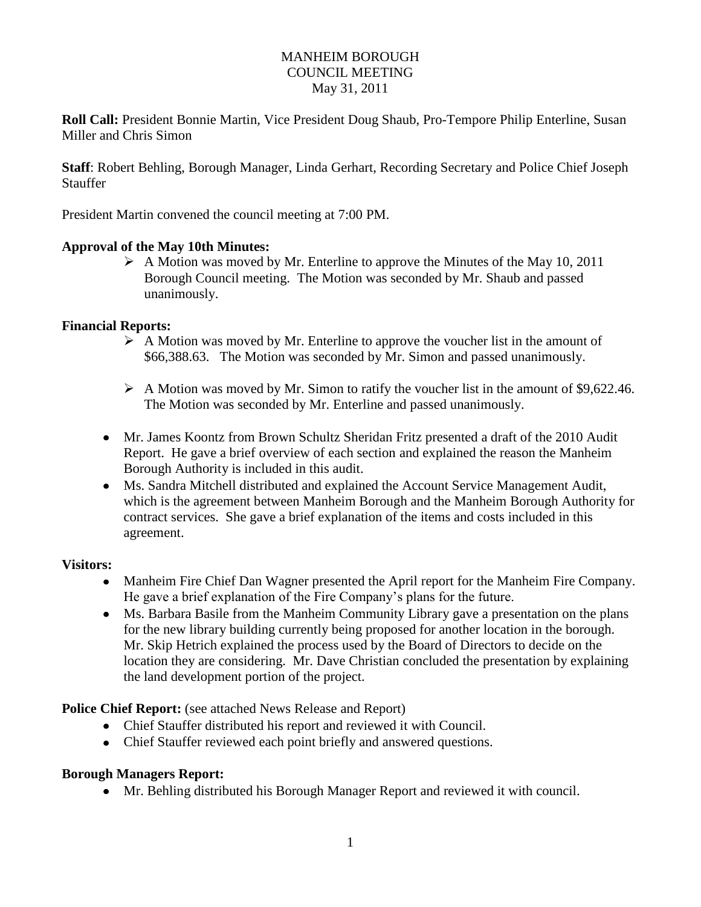# MANHEIM BOROUGH
## COUNCIL MEETING
### May 31, 2011

**Roll Call:** President Bonnie Martin, Vice President Doug Shaub, Pro-Tempore Philip Enterline, Susan Miller and Chris Simon

**Staff**: Robert Behling, Borough Manager, Linda Gerhart, Recording Secretary and Police Chief Joseph Stauffer

President Martin convened the council meeting at 7:00 PM.

**Approval of the May 10th Minutes:**

- A Motion was moved by Mr. Enterline to approve the Minutes of the May 10, 2011 Borough Council meeting. The Motion was seconded by Mr. Shaub and passed unanimously.

**Financial Reports:**

- A Motion was moved by Mr. Enterline to approve the voucher list in the amount of $66,388.63. The Motion was seconded by Mr. Simon and passed unanimously.
- A Motion was moved by Mr. Simon to ratify the voucher list in the amount of $9,622.46. The Motion was seconded by Mr. Enterline and passed unanimously.

- Mr. James Koontz from Brown Schultz Sheridan Fritz presented a draft of the 2010 Audit Report. He gave a brief overview of each section and explained the reason the Manheim Borough Authority is included in this audit.
- Ms. Sandra Mitchell distributed and explained the Account Service Management Audit, which is the agreement between Manheim Borough and the Manheim Borough Authority for contract services. She gave a brief explanation of the items and costs included in this agreement.

**Visitors:**

- Manheim Fire Chief Dan Wagner presented the April report for the Manheim Fire Company. He gave a brief explanation of the Fire Company's plans for the future.
- Ms. Barbara Basile from the Manheim Community Library gave a presentation on the plans for the new library building currently being proposed for another location in the borough. Mr. Skip Hetrich explained the process used by the Board of Directors to decide on the location they are considering. Mr. Dave Christian concluded the presentation by explaining the land development portion of the project.

**Police Chief Report:** (see attached News Release and Report)

- Chief Stauffer distributed his report and reviewed it with Council.
- Chief Stauffer reviewed each point briefly and answered questions.

**Borough Managers Report:**

- Mr. Behling distributed his Borough Manager Report and reviewed it with council.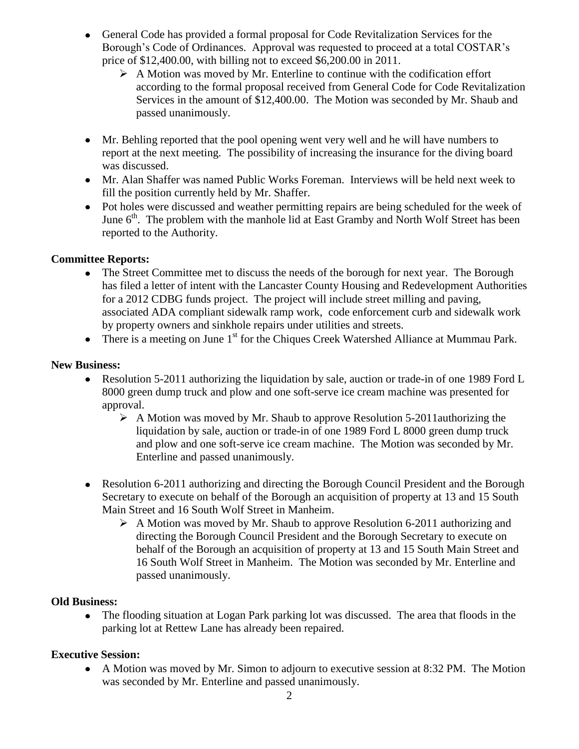- General Code has provided a formal proposal for Code Revitalization Services for the Borough's Code of Ordinances. Approval was requested to proceed at a total COSTAR's price of $12,400.00, with billing not to exceed $6,200.00 in 2011.
    - A Motion was moved by Mr. Enterline to continue with the codification effort according to the formal proposal received from General Code for Code Revitalization Services in the amount of $12,400.00. The Motion was seconded by Mr. Shaub and passed unanimously.

- Mr. Behling reported that the pool opening went very well and he will have numbers to report at the next meeting. The possibility of increasing the insurance for the diving board was discussed.
- Mr. Alan Shaffer was named Public Works Foreman. Interviews will be held next week to fill the position currently held by Mr. Shaffer.
- Pot holes were discussed and weather permitting repairs are being scheduled for the week of June 6th. The problem with the manhole lid at East Gramby and North Wolf Street has been reported to the Authority.

**Committee Reports:**

- The Street Committee met to discuss the needs of the borough for next year. The Borough has filed a letter of intent with the Lancaster County Housing and Redevelopment Authorities for a 2012 CDBG funds project. The project will include street milling and paving, associated ADA compliant sidewalk ramp work, code enforcement curb and sidewalk work by property owners and sinkhole repairs under utilities and streets.
- There is a meeting on June 1st for the Chiques Creek Watershed Alliance at Mummau Park.

**New Business:**

- Resolution 5-2011 authorizing the liquidation by sale, auction or trade-in of one 1989 Ford L 8000 green dump truck and plow and one soft-serve ice cream machine was presented for approval.
    - A Motion was moved by Mr. Shaub to approve Resolution 5-2011authorizing the liquidation by sale, auction or trade-in of one 1989 Ford L 8000 green dump truck and plow and one soft-serve ice cream machine. The Motion was seconded by Mr. Enterline and passed unanimously.

- Resolution 6-2011 authorizing and directing the Borough Council President and the Borough Secretary to execute on behalf of the Borough an acquisition of property at 13 and 15 South Main Street and 16 South Wolf Street in Manheim.
    - A Motion was moved by Mr. Shaub to approve Resolution 6-2011 authorizing and directing the Borough Council President and the Borough Secretary to execute on behalf of the Borough an acquisition of property at 13 and 15 South Main Street and 16 South Wolf Street in Manheim. The Motion was seconded by Mr. Enterline and passed unanimously.

**Old Business:**

- The flooding situation at Logan Park parking lot was discussed. The area that floods in the parking lot at Rettew Lane has already been repaired.

**Executive Session:**

- A Motion was moved by Mr. Simon to adjourn to executive session at 8:32 PM. The Motion was seconded by Mr. Enterline and passed unanimously.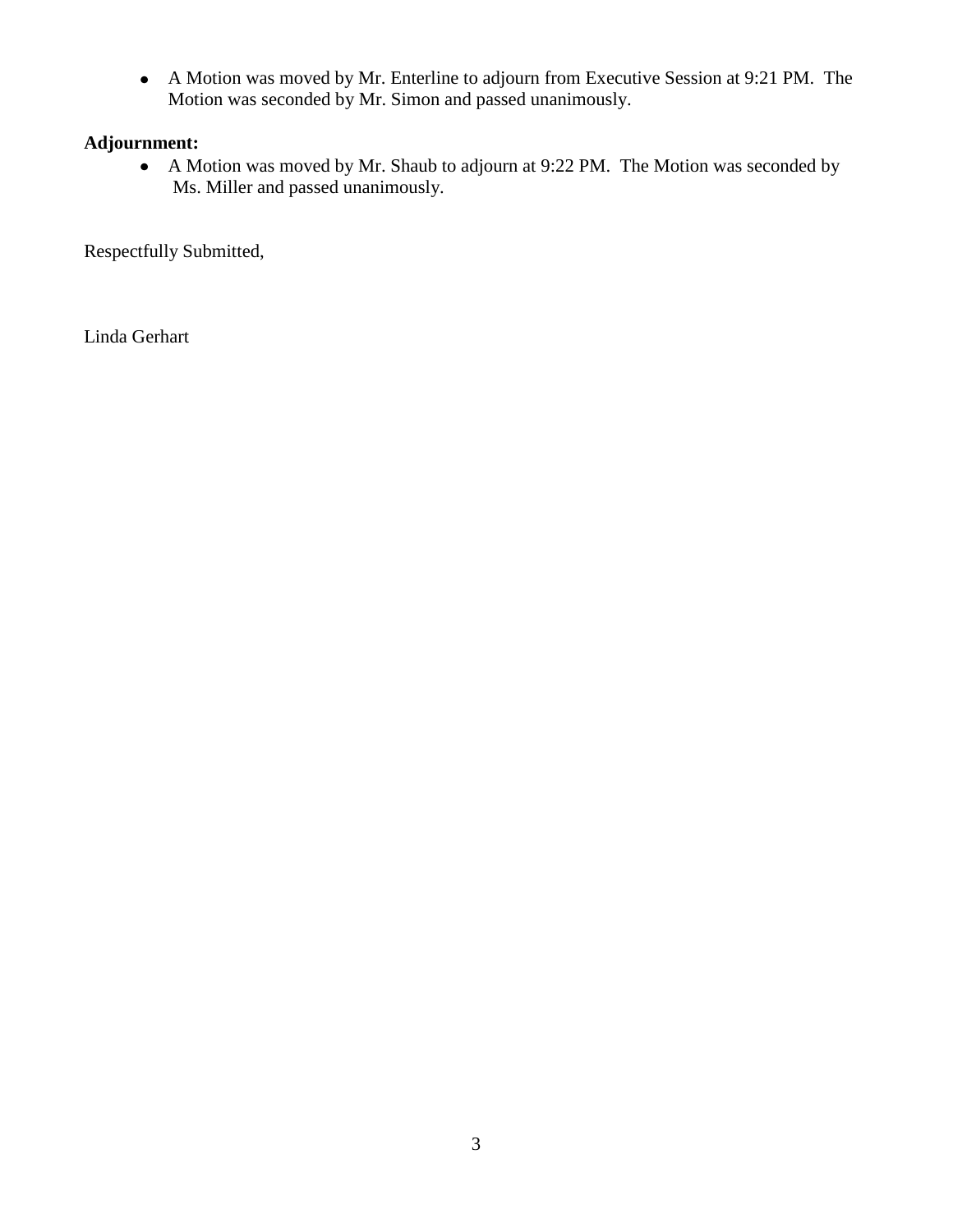- A Motion was moved by Mr. Enterline to adjourn from Executive Session at 9:21 PM. The Motion was seconded by Mr. Simon and passed unanimously.

**Adjournment:**

- A Motion was moved by Mr. Shaub to adjourn at 9:22 PM. The Motion was seconded by Ms. Miller and passed unanimously.

Respectfully Submitted,

Linda Gerhart